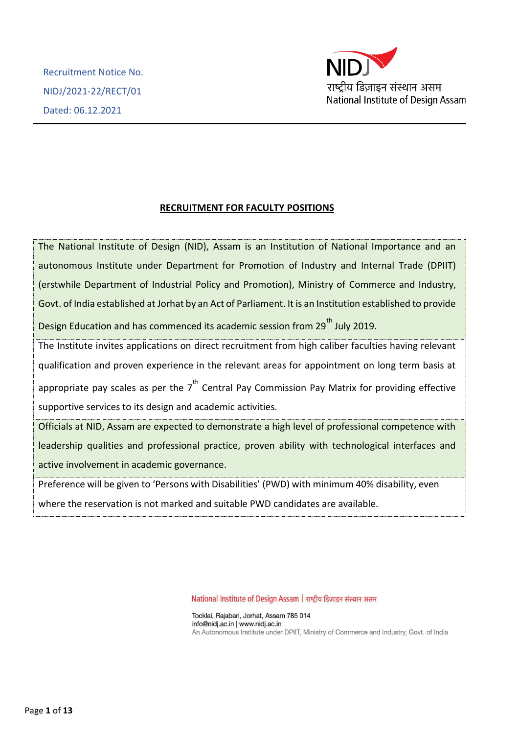Recruitment Notice No.

NIDJ/2021-22/RECT/01

Dated: 06.12.2021

राष्ट्रीय डिज़ाइन संस्थान असम
National Institute of Design Assam

## RECRUITMENT FOR FACULTY POSITIONS

The National Institute of Design (NID), Assam is an Institution of National Importance and an autonomous Institute under Department for Promotion of Industry and Internal Trade (DPIIT) (erstwhile Department of Industrial Policy and Promotion), Ministry of Commerce and Industry, Govt. of India established at Jorhat by an Act of Parliament. It is an Institution established to provide Design Education and has commenced its academic session from 29th July 2019.

The Institute invites applications on direct recruitment from high caliber faculties having relevant qualification and proven experience in the relevant areas for appointment on long term basis at appropriate pay scales as per the 7th Central Pay Commission Pay Matrix for providing effective supportive services to its design and academic activities.

Officials at NID, Assam are expected to demonstrate a high level of professional competence with leadership qualities and professional practice, proven ability with technological interfaces and active involvement in academic governance.

Preference will be given to 'Persons with Disabilities' (PWD) with minimum 40% disability, even where the reservation is not marked and suitable PWD candidates are available.

National Institute of Design Assam | राष्ट्रीय डिज़ाइन संस्थान असम

Tocklai, Rajabari, Jorhat, Assam 785 014
info@nidj.ac.in | www.nidj.ac.in
An Autonomous Institute under DPIIT, Ministry of Commerce and Industry, Govt. of India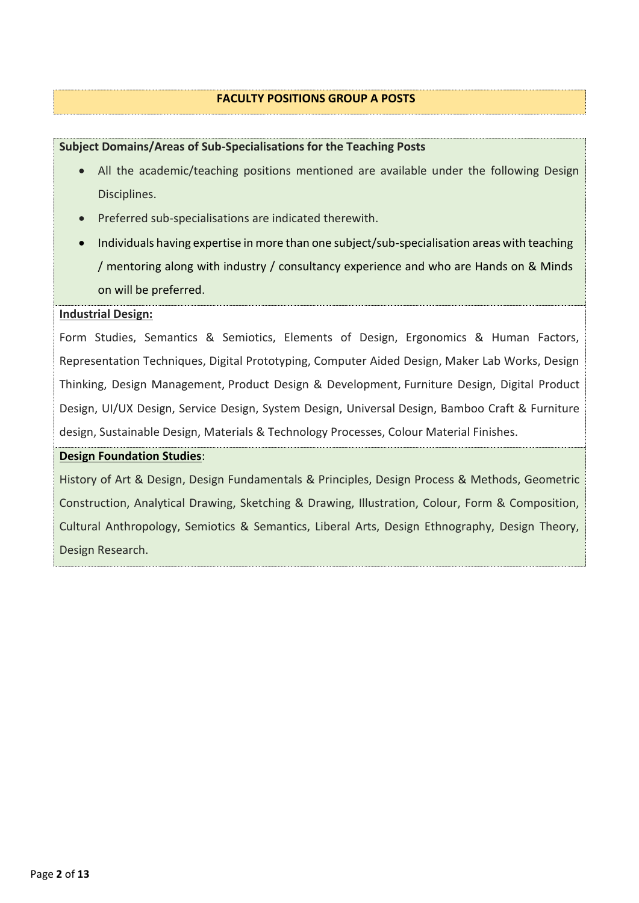## FACULTY POSITIONS GROUP A POSTS

**Subject Domains/Areas of Sub-Specialisations for the Teaching Posts**

- All the academic/teaching positions mentioned are available under the following Design Disciplines.
- Preferred sub-specialisations are indicated therewith.
- Individuals having expertise in more than one subject/sub-specialisation areas with teaching / mentoring along with industry / consultancy experience and who are Hands on & Minds on will be preferred.

**Industrial Design:**

Form Studies, Semantics & Semiotics, Elements of Design, Ergonomics & Human Factors, Representation Techniques, Digital Prototyping, Computer Aided Design, Maker Lab Works, Design Thinking, Design Management, Product Design & Development, Furniture Design, Digital Product Design, UI/UX Design, Service Design, System Design, Universal Design, Bamboo Craft & Furniture design, Sustainable Design, Materials & Technology Processes, Colour Material Finishes.

**Design Foundation Studies**:

History of Art & Design, Design Fundamentals & Principles, Design Process & Methods, Geometric Construction, Analytical Drawing, Sketching & Drawing, Illustration, Colour, Form & Composition, Cultural Anthropology, Semiotics & Semantics, Liberal Arts, Design Ethnography, Design Theory, Design Research.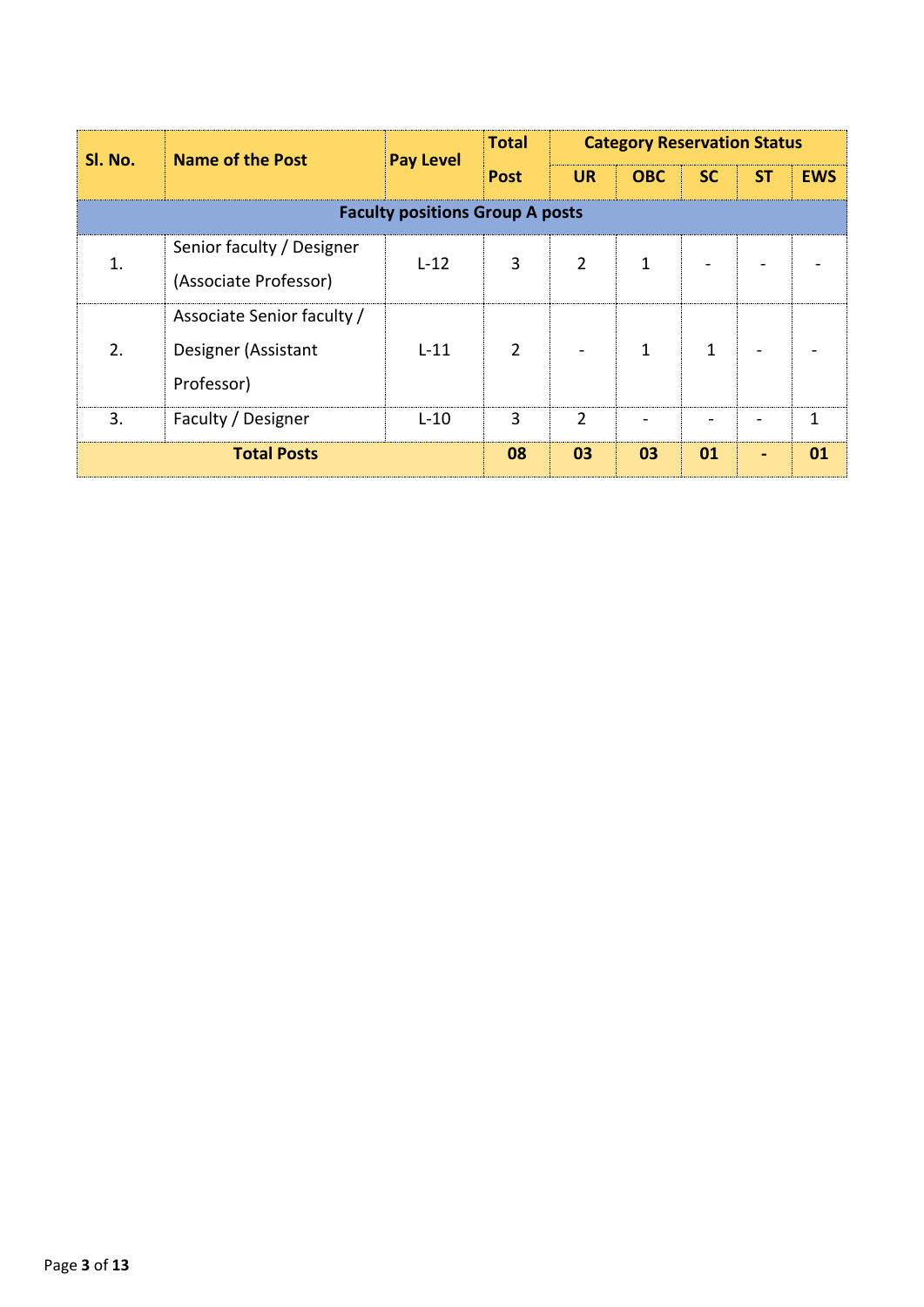| Sl. No. | Name of the Post | Pay Level | Total Post | Category Reservation Status | | | | |
|---|---|---|---|---|---|---|---|---|
| | | | | UR | OBC | SC | ST | EWS |
| **Faculty positions Group A posts** | | | | | | | | |
| 1. | Senior faculty / Designer (Associate Professor) | L-12 | 3 | 2 | 1 | - | - | - |
| 2. | Associate Senior faculty / Designer (Assistant Professor) | L-11 | 2 | - | 1 | 1 | - | - |
| 3. | Faculty / Designer | L-10 | 3 | 2 | - | - | - | 1 |
| **Total Posts** | | | **08** | **03** | **03** | **01** | **-** | **01** |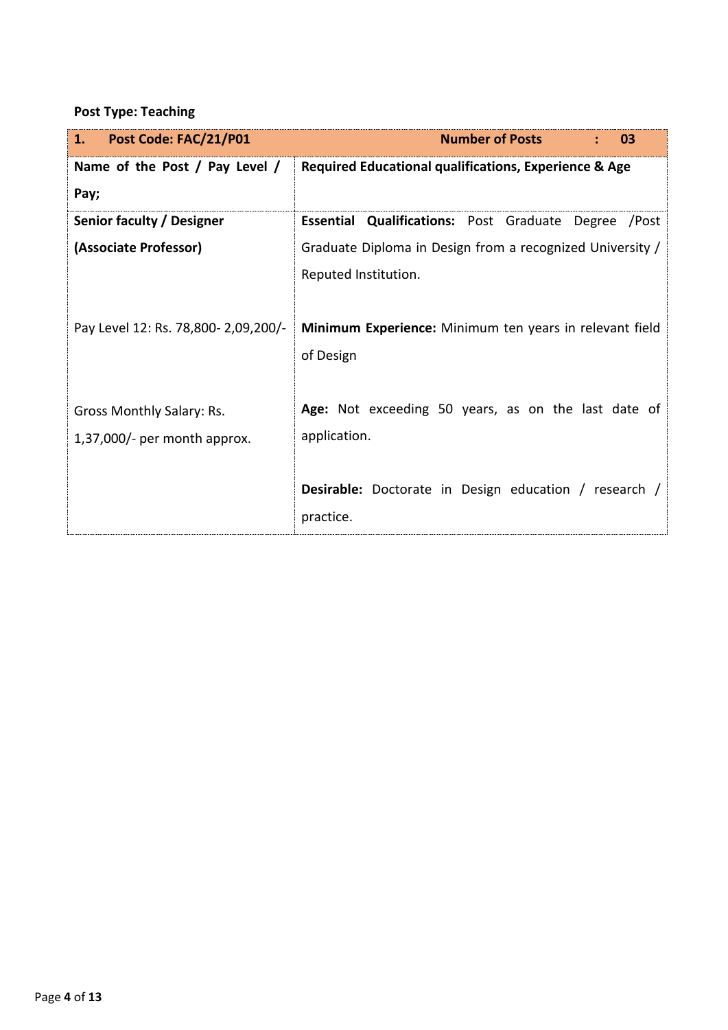**Post Type: Teaching**

| **1. Post Code: FAC/21/P01** | **Number of Posts : 03** |
|---|---|
| **Name of the Post / Pay Level / Pay;** | **Required Educational qualifications, Experience & Age** |
| **Senior faculty / Designer (Associate Professor)**<br><br>Pay Level 12: Rs. 78,800- 2,09,200/-<br><br>Gross Monthly Salary: Rs. 1,37,000/- per month approx. | **Essential Qualifications:** Post Graduate Degree /Post Graduate Diploma in Design from a recognized University / Reputed Institution.<br><br>**Minimum Experience:** Minimum ten years in relevant field of Design<br><br>**Age:** Not exceeding 50 years, as on the last date of application.<br><br>**Desirable:** Doctorate in Design education / research / practice. |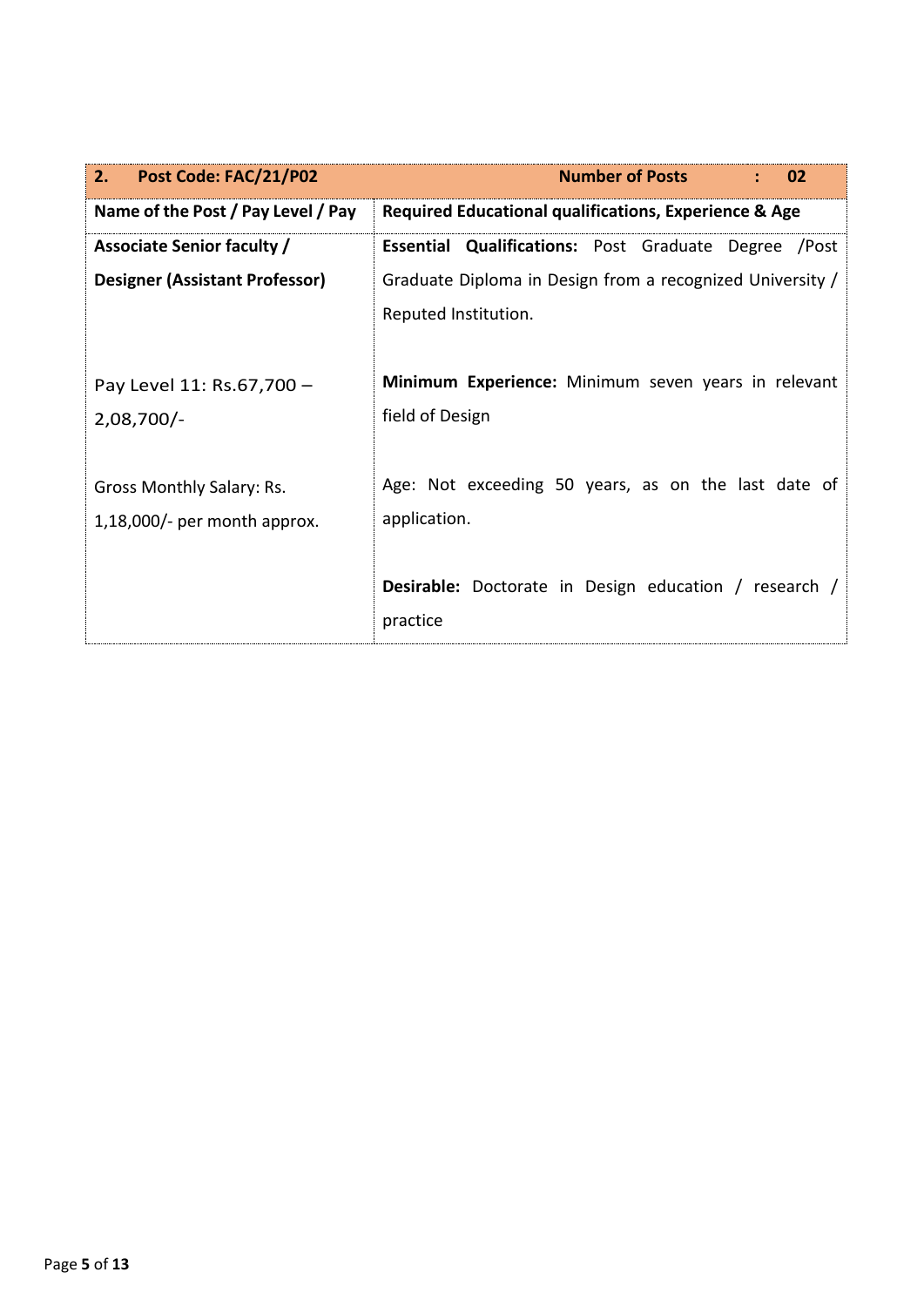| **2. Post Code: FAC/21/P02** | **Number of Posts : 02** |
|---|---|
| **Name of the Post / Pay Level / Pay** | **Required Educational qualifications, Experience & Age** |
| **Associate Senior faculty / Designer (Assistant Professor)**<br><br>Pay Level 11: Rs.67,700 – 2,08,700/-<br><br>Gross Monthly Salary: Rs. 1,18,000/- per month approx. | **Essential Qualifications:** Post Graduate Degree /Post Graduate Diploma in Design from a recognized University / Reputed Institution.<br><br>**Minimum Experience:** Minimum seven years in relevant field of Design<br><br>Age: Not exceeding 50 years, as on the last date of application.<br><br>**Desirable:** Doctorate in Design education / research / practice |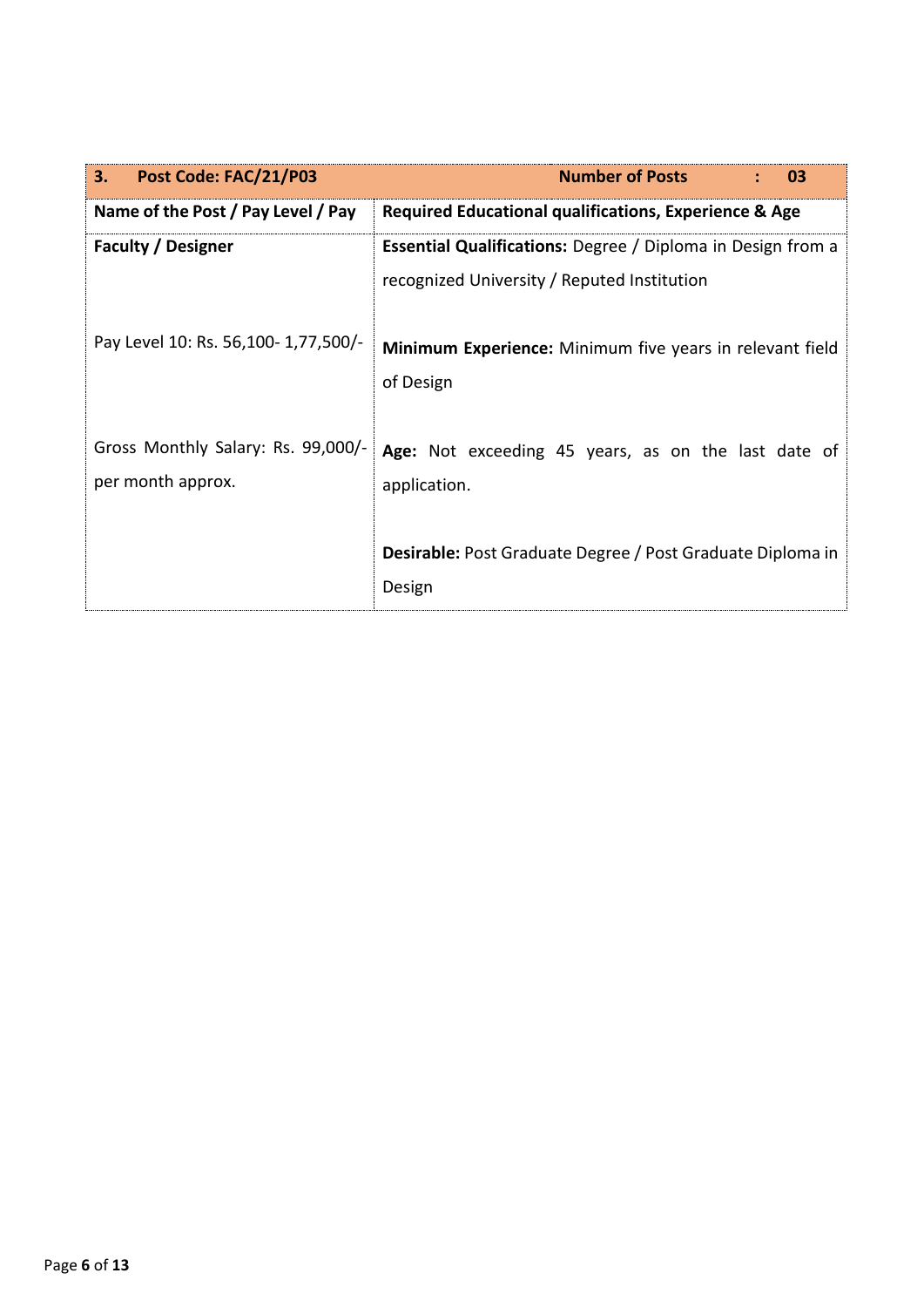| 3. Post Code: FAC/21/P03 | Number of Posts : 03 |
|---|---|
| **Name of the Post / Pay Level / Pay** | **Required Educational qualifications, Experience & Age** |
| **Faculty / Designer**<br><br>Pay Level 10: Rs. 56,100- 1,77,500/-<br><br>Gross Monthly Salary: Rs. 99,000/- per month approx. | **Essential Qualifications:** Degree / Diploma in Design from a recognized University / Reputed Institution<br><br>**Minimum Experience:** Minimum five years in relevant field of Design<br><br>**Age:** Not exceeding 45 years, as on the last date of application.<br><br>**Desirable:** Post Graduate Degree / Post Graduate Diploma in Design |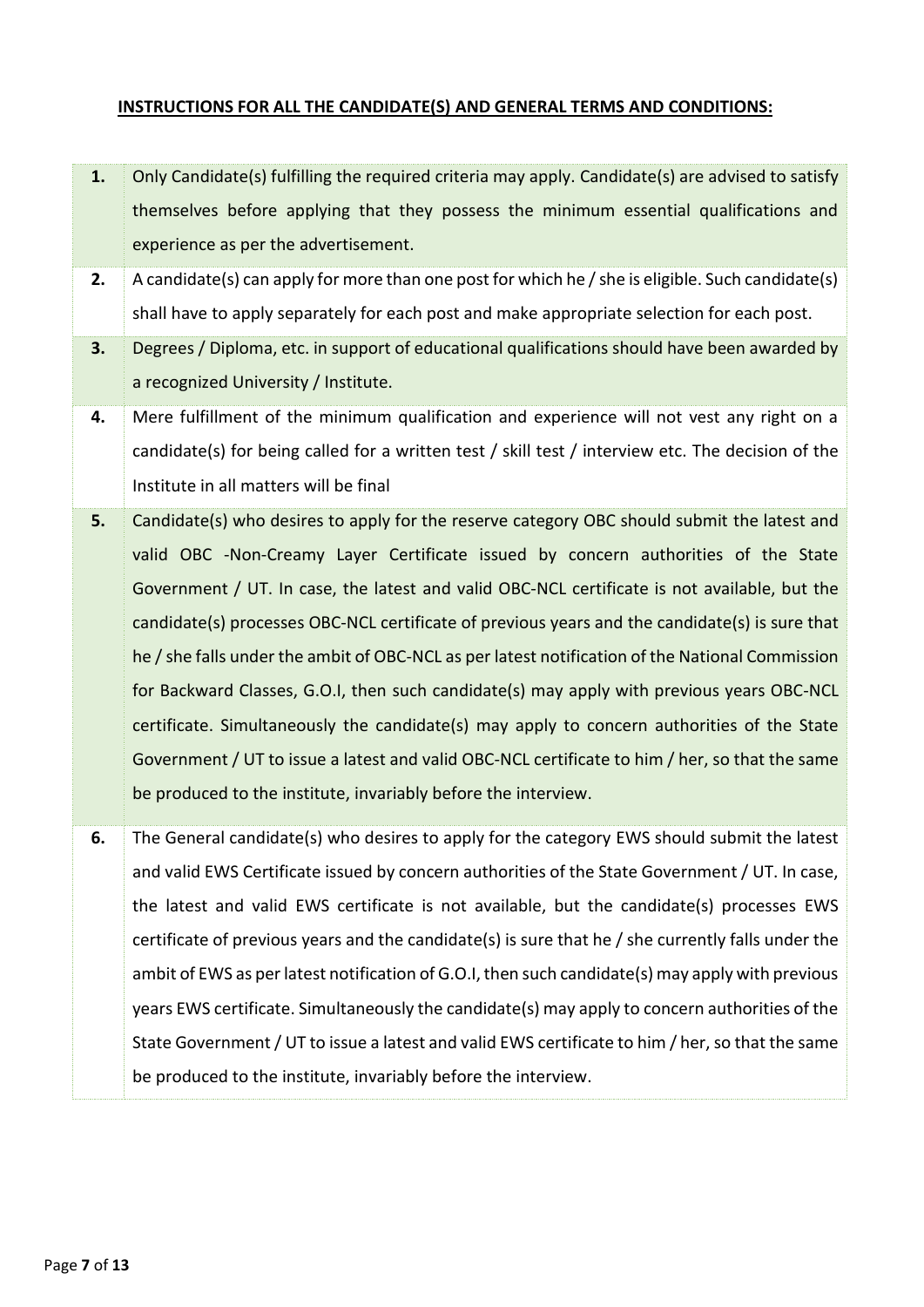**INSTRUCTIONS FOR ALL THE CANDIDATE(S) AND GENERAL TERMS AND CONDITIONS:**

| | |
|---|---|
| **1.** | Only Candidate(s) fulfilling the required criteria may apply. Candidate(s) are advised to satisfy themselves before applying that they possess the minimum essential qualifications and experience as per the advertisement. |
| **2.** | A candidate(s) can apply for more than one post for which he / she is eligible. Such candidate(s) shall have to apply separately for each post and make appropriate selection for each post. |
| **3.** | Degrees / Diploma, etc. in support of educational qualifications should have been awarded by a recognized University / Institute. |
| **4.** | Mere fulfillment of the minimum qualification and experience will not vest any right on a candidate(s) for being called for a written test / skill test / interview etc. The decision of the Institute in all matters will be final |
| **5.** | Candidate(s) who desires to apply for the reserve category OBC should submit the latest and valid OBC -Non-Creamy Layer Certificate issued by concern authorities of the State Government / UT. In case, the latest and valid OBC-NCL certificate is not available, but the candidate(s) processes OBC-NCL certificate of previous years and the candidate(s) is sure that he / she falls under the ambit of OBC-NCL as per latest notification of the National Commission for Backward Classes, G.O.I, then such candidate(s) may apply with previous years OBC-NCL certificate. Simultaneously the candidate(s) may apply to concern authorities of the State Government / UT to issue a latest and valid OBC-NCL certificate to him / her, so that the same be produced to the institute, invariably before the interview. |
| **6.** | The General candidate(s) who desires to apply for the category EWS should submit the latest and valid EWS Certificate issued by concern authorities of the State Government / UT. In case, the latest and valid EWS certificate is not available, but the candidate(s) processes EWS certificate of previous years and the candidate(s) is sure that he / she currently falls under the ambit of EWS as per latest notification of G.O.I, then such candidate(s) may apply with previous years EWS certificate. Simultaneously the candidate(s) may apply to concern authorities of the State Government / UT to issue a latest and valid EWS certificate to him / her, so that the same be produced to the institute, invariably before the interview. |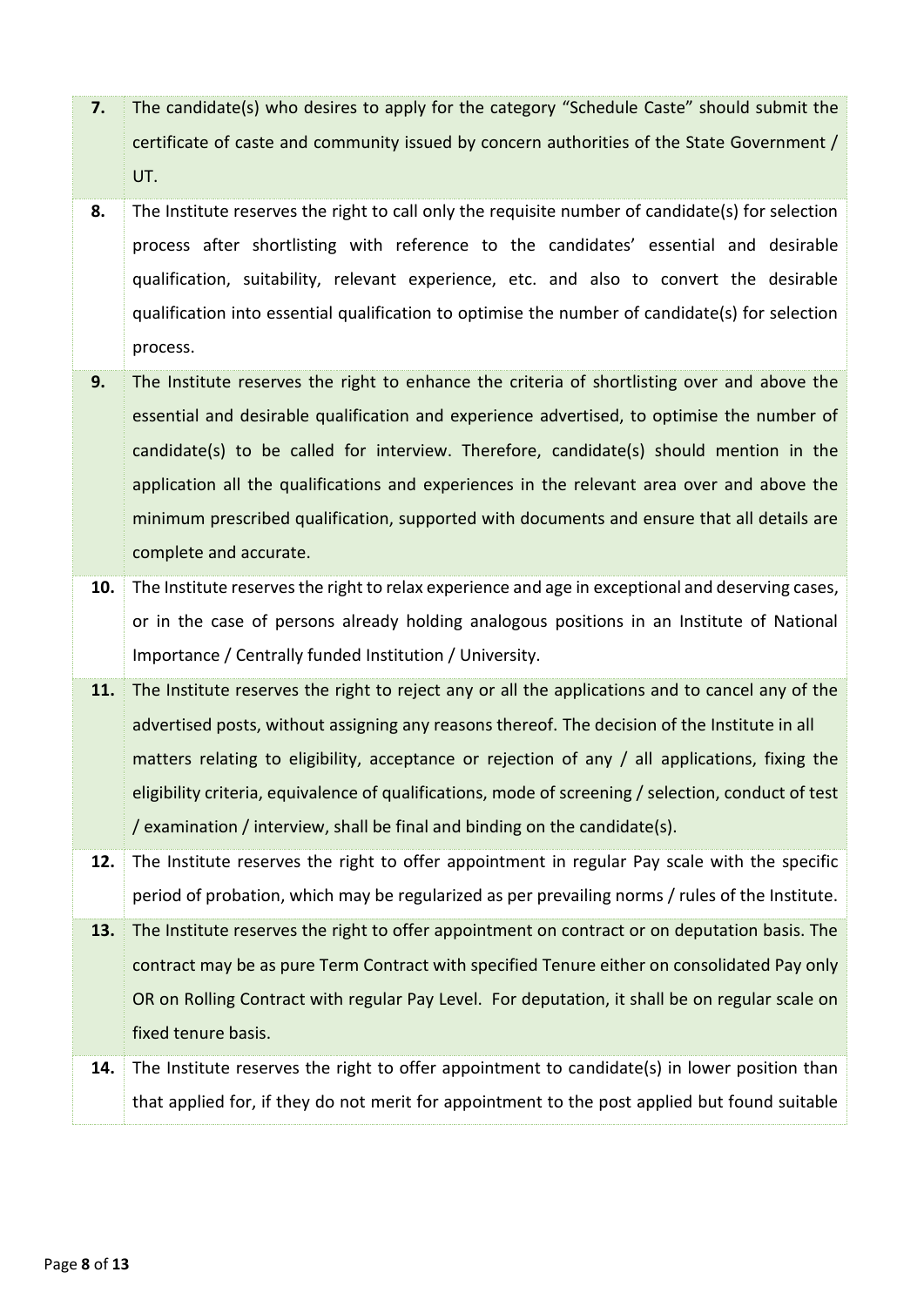| | |
|---|---|
| **7.** | The candidate(s) who desires to apply for the category "Schedule Caste" should submit the certificate of caste and community issued by concern authorities of the State Government / UT. |
| **8.** | The Institute reserves the right to call only the requisite number of candidate(s) for selection process after shortlisting with reference to the candidates' essential and desirable qualification, suitability, relevant experience, etc. and also to convert the desirable qualification into essential qualification to optimise the number of candidate(s) for selection process. |
| **9.** | The Institute reserves the right to enhance the criteria of shortlisting over and above the essential and desirable qualification and experience advertised, to optimise the number of candidate(s) to be called for interview. Therefore, candidate(s) should mention in the application all the qualifications and experiences in the relevant area over and above the minimum prescribed qualification, supported with documents and ensure that all details are complete and accurate. |
| **10.** | The Institute reserves the right to relax experience and age in exceptional and deserving cases, or in the case of persons already holding analogous positions in an Institute of National Importance / Centrally funded Institution / University. |
| **11.** | The Institute reserves the right to reject any or all the applications and to cancel any of the advertised posts, without assigning any reasons thereof. The decision of the Institute in all matters relating to eligibility, acceptance or rejection of any / all applications, fixing the eligibility criteria, equivalence of qualifications, mode of screening / selection, conduct of test / examination / interview, shall be final and binding on the candidate(s). |
| **12.** | The Institute reserves the right to offer appointment in regular Pay scale with the specific period of probation, which may be regularized as per prevailing norms / rules of the Institute. |
| **13.** | The Institute reserves the right to offer appointment on contract or on deputation basis. The contract may be as pure Term Contract with specified Tenure either on consolidated Pay only OR on Rolling Contract with regular Pay Level. For deputation, it shall be on regular scale on fixed tenure basis. |
| **14.** | The Institute reserves the right to offer appointment to candidate(s) in lower position than that applied for, if they do not merit for appointment to the post applied but found suitable |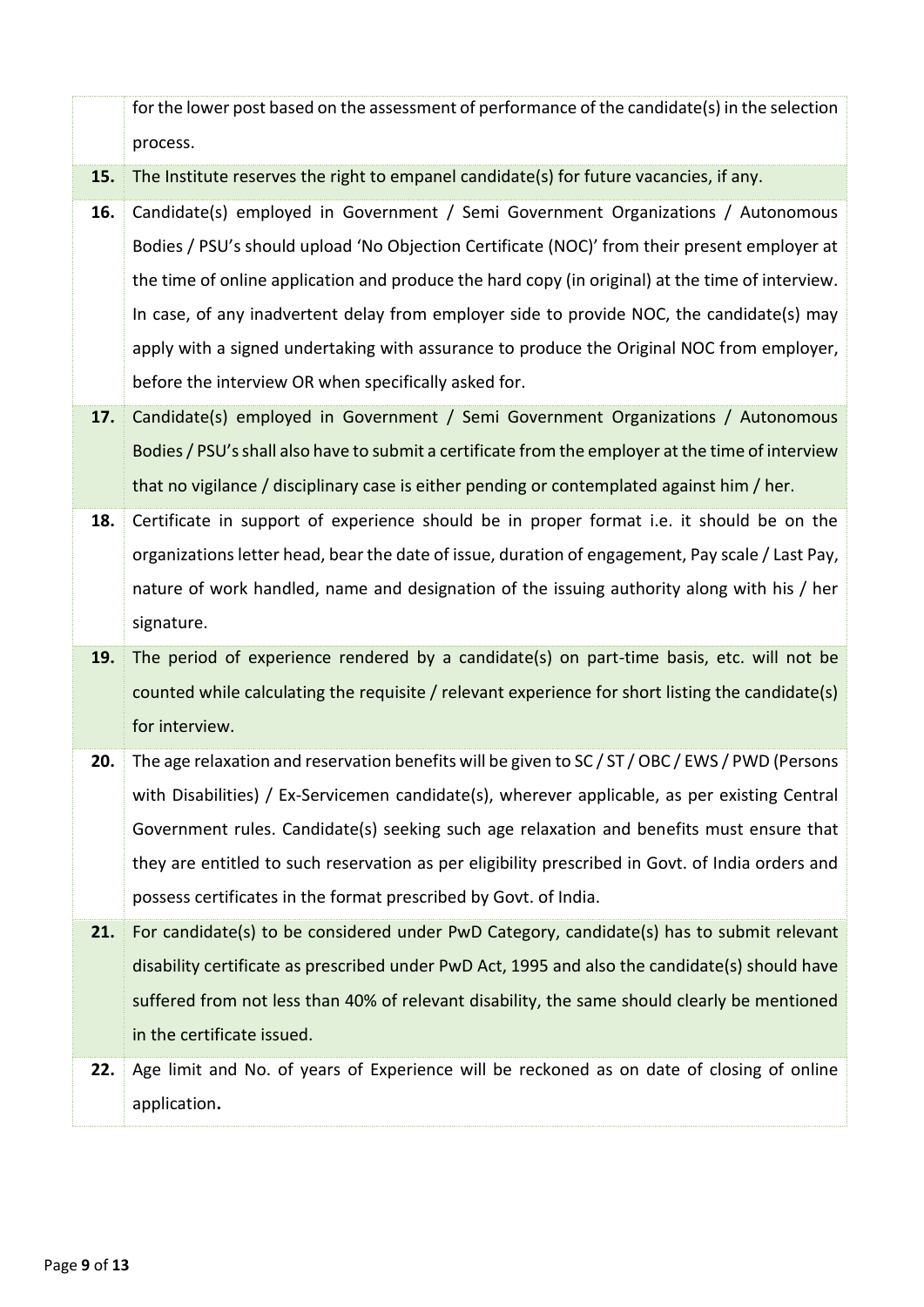| | |
|---|---|
| | for the lower post based on the assessment of performance of the candidate(s) in the selection process. |
| **15.** | The Institute reserves the right to empanel candidate(s) for future vacancies, if any. |
| **16.** | Candidate(s) employed in Government / Semi Government Organizations / Autonomous Bodies / PSU's should upload 'No Objection Certificate (NOC)' from their present employer at the time of online application and produce the hard copy (in original) at the time of interview. In case, of any inadvertent delay from employer side to provide NOC, the candidate(s) may apply with a signed undertaking with assurance to produce the Original NOC from employer, before the interview OR when specifically asked for. |
| **17.** | Candidate(s) employed in Government / Semi Government Organizations / Autonomous Bodies / PSU's shall also have to submit a certificate from the employer at the time of interview that no vigilance / disciplinary case is either pending or contemplated against him / her. |
| **18.** | Certificate in support of experience should be in proper format i.e. it should be on the organizations letter head, bear the date of issue, duration of engagement, Pay scale / Last Pay, nature of work handled, name and designation of the issuing authority along with his / her signature. |
| **19.** | The period of experience rendered by a candidate(s) on part-time basis, etc. will not be counted while calculating the requisite / relevant experience for short listing the candidate(s) for interview. |
| **20.** | The age relaxation and reservation benefits will be given to SC / ST / OBC / EWS / PWD (Persons with Disabilities) / Ex-Servicemen candidate(s), wherever applicable, as per existing Central Government rules. Candidate(s) seeking such age relaxation and benefits must ensure that they are entitled to such reservation as per eligibility prescribed in Govt. of India orders and possess certificates in the format prescribed by Govt. of India. |
| **21.** | For candidate(s) to be considered under PwD Category, candidate(s) has to submit relevant disability certificate as prescribed under PwD Act, 1995 and also the candidate(s) should have suffered from not less than 40% of relevant disability, the same should clearly be mentioned in the certificate issued. |
| **22.** | Age limit and No. of years of Experience will be reckoned as on date of closing of online application**.** |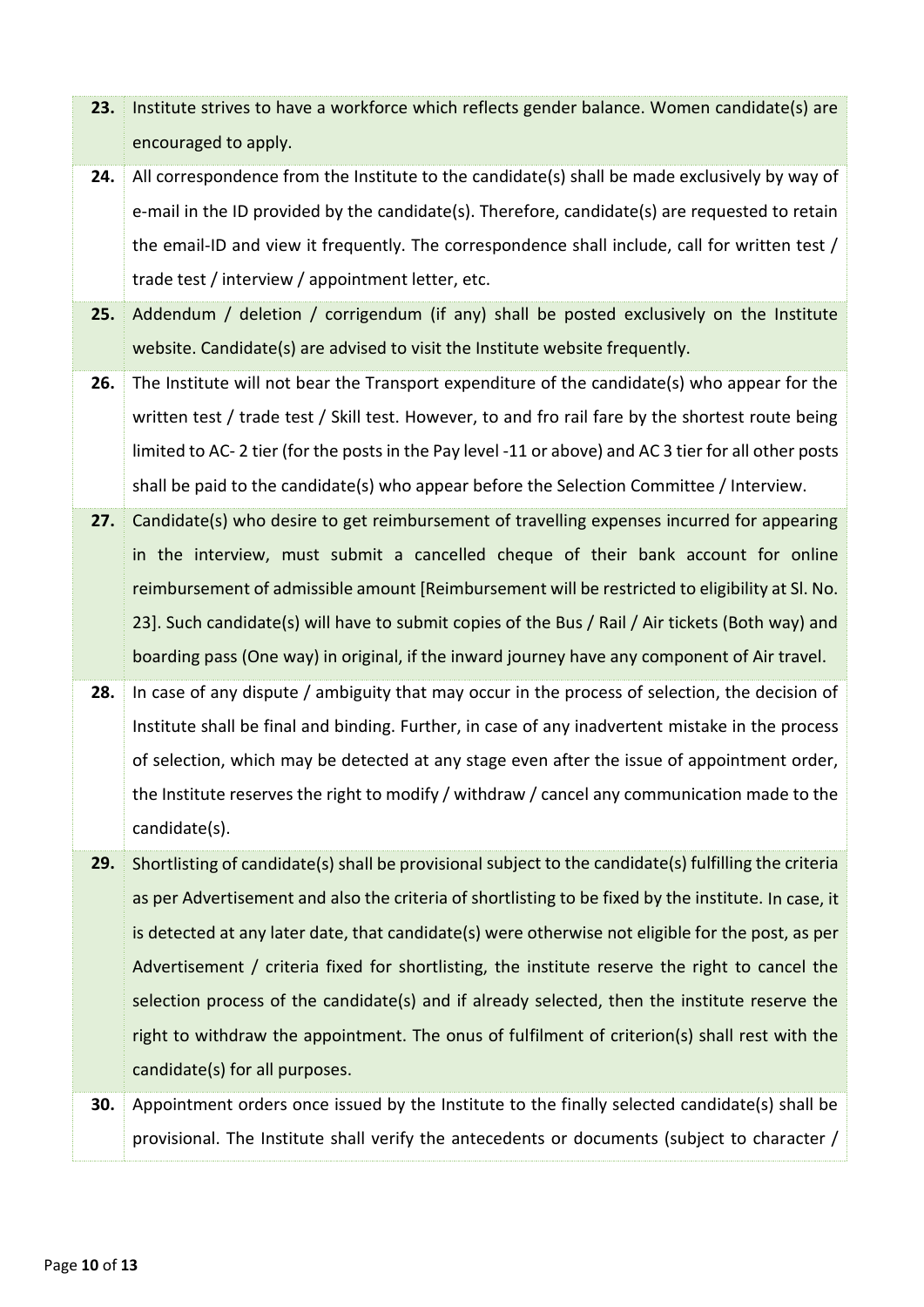| | |
|---|---|
| **23.** | Institute strives to have a workforce which reflects gender balance. Women candidate(s) are encouraged to apply. |
| **24.** | All correspondence from the Institute to the candidate(s) shall be made exclusively by way of e-mail in the ID provided by the candidate(s). Therefore, candidate(s) are requested to retain the email-ID and view it frequently. The correspondence shall include, call for written test / trade test / interview / appointment letter, etc. |
| **25.** | Addendum / deletion / corrigendum (if any) shall be posted exclusively on the Institute website. Candidate(s) are advised to visit the Institute website frequently. |
| **26.** | The Institute will not bear the Transport expenditure of the candidate(s) who appear for the written test / trade test / Skill test. However, to and fro rail fare by the shortest route being limited to AC- 2 tier (for the posts in the Pay level -11 or above) and AC 3 tier for all other posts shall be paid to the candidate(s) who appear before the Selection Committee / Interview. |
| **27.** | Candidate(s) who desire to get reimbursement of travelling expenses incurred for appearing in the interview, must submit a cancelled cheque of their bank account for online reimbursement of admissible amount [Reimbursement will be restricted to eligibility at Sl. No. 23]. Such candidate(s) will have to submit copies of the Bus / Rail / Air tickets (Both way) and boarding pass (One way) in original, if the inward journey have any component of Air travel. |
| **28.** | In case of any dispute / ambiguity that may occur in the process of selection, the decision of Institute shall be final and binding. Further, in case of any inadvertent mistake in the process of selection, which may be detected at any stage even after the issue of appointment order, the Institute reserves the right to modify / withdraw / cancel any communication made to the candidate(s). |
| **29.** | Shortlisting of candidate(s) shall be provisional subject to the candidate(s) fulfilling the criteria as per Advertisement and also the criteria of shortlisting to be fixed by the institute. In case, it is detected at any later date, that candidate(s) were otherwise not eligible for the post, as per Advertisement / criteria fixed for shortlisting, the institute reserve the right to cancel the selection process of the candidate(s) and if already selected, then the institute reserve the right to withdraw the appointment. The onus of fulfilment of criterion(s) shall rest with the candidate(s) for all purposes. |
| **30.** | Appointment orders once issued by the Institute to the finally selected candidate(s) shall be provisional. The Institute shall verify the antecedents or documents (subject to character / |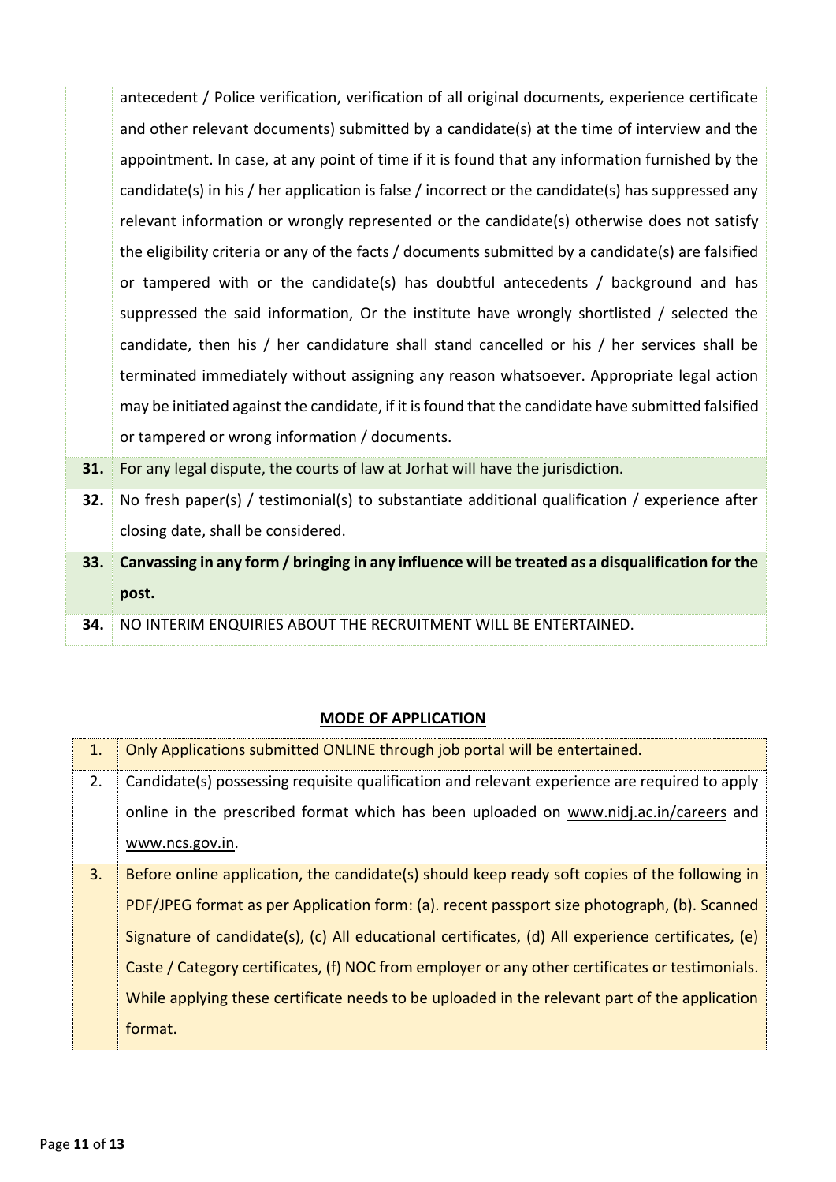|  |  |
|---|---|
|  | antecedent / Police verification, verification of all original documents, experience certificate and other relevant documents) submitted by a candidate(s) at the time of interview and the appointment. In case, at any point of time if it is found that any information furnished by the candidate(s) in his / her application is false / incorrect or the candidate(s) has suppressed any relevant information or wrongly represented or the candidate(s) otherwise does not satisfy the eligibility criteria or any of the facts / documents submitted by a candidate(s) are falsified or tampered with or the candidate(s) has doubtful antecedents / background and has suppressed the said information, Or the institute have wrongly shortlisted / selected the candidate, then his / her candidature shall stand cancelled or his / her services shall be terminated immediately without assigning any reason whatsoever. Appropriate legal action may be initiated against the candidate, if it is found that the candidate have submitted falsified or tampered or wrong information / documents. |
| **31.** | For any legal dispute, the courts of law at Jorhat will have the jurisdiction. |
| **32.** | No fresh paper(s) / testimonial(s) to substantiate additional qualification / experience after closing date, shall be considered. |
| **33.** | **Canvassing in any form / bringing in any influence will be treated as a disqualification for the post.** |
| **34.** | NO INTERIM ENQUIRIES ABOUT THE RECRUITMENT WILL BE ENTERTAINED. |

## MODE OF APPLICATION

|  |  |
|---|---|
| 1. | Only Applications submitted ONLINE through job portal will be entertained. |
| 2. | Candidate(s) possessing requisite qualification and relevant experience are required to apply online in the prescribed format which has been uploaded on www.nidj.ac.in/careers and www.ncs.gov.in. |
| 3. | Before online application, the candidate(s) should keep ready soft copies of the following in PDF/JPEG format as per Application form: (a). recent passport size photograph, (b). Scanned Signature of candidate(s), (c) All educational certificates, (d) All experience certificates, (e) Caste / Category certificates, (f) NOC from employer or any other certificates or testimonials. While applying these certificate needs to be uploaded in the relevant part of the application format. |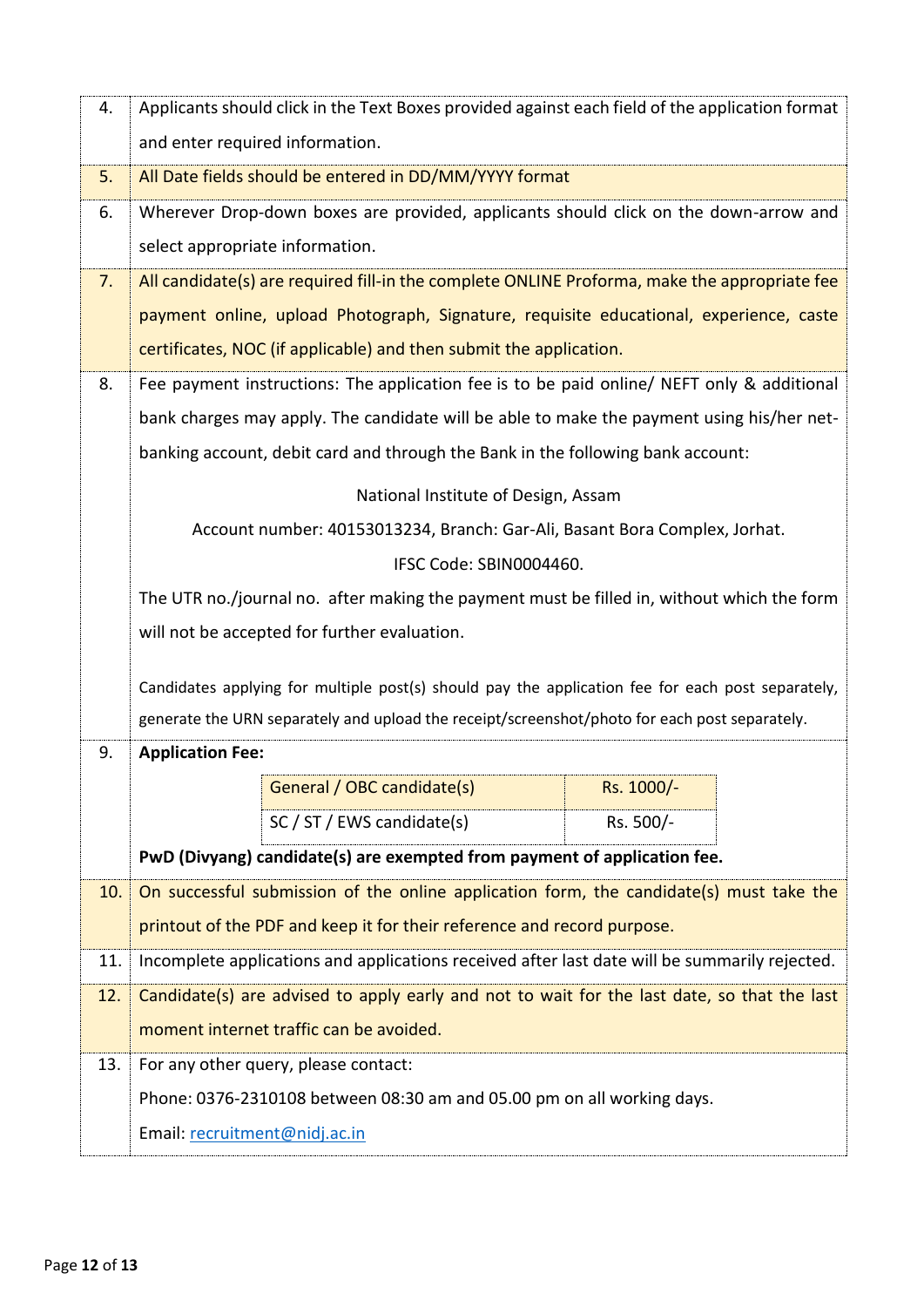4. Applicants should click in the Text Boxes provided against each field of the application format and enter required information.

5. All Date fields should be entered in DD/MM/YYYY format

6. Wherever Drop-down boxes are provided, applicants should click on the down-arrow and select appropriate information.

7. All candidate(s) are required fill-in the complete ONLINE Proforma, make the appropriate fee payment online, upload Photograph, Signature, requisite educational, experience, caste certificates, NOC (if applicable) and then submit the application.

8. Fee payment instructions: The application fee is to be paid online/ NEFT only & additional bank charges may apply. The candidate will be able to make the payment using his/her net-banking account, debit card and through the Bank in the following bank account:

   National Institute of Design, Assam

   Account number: 40153013234, Branch: Gar-Ali, Basant Bora Complex, Jorhat.

   IFSC Code: SBIN0004460.

   The UTR no./journal no. after making the payment must be filled in, without which the form will not be accepted for further evaluation.

   Candidates applying for multiple post(s) should pay the application fee for each post separately, generate the URN separately and upload the receipt/screenshot/photo for each post separately.

9. **Application Fee:**

| General / OBC candidate(s) | Rs. 1000/- |
|---|---|
| SC / ST / EWS candidate(s) | Rs. 500/- |

   **PwD (Divyang) candidate(s) are exempted from payment of application fee.**

10. On successful submission of the online application form, the candidate(s) must take the printout of the PDF and keep it for their reference and record purpose.

11. Incomplete applications and applications received after last date will be summarily rejected.

12. Candidate(s) are advised to apply early and not to wait for the last date, so that the last moment internet traffic can be avoided.

13. For any other query, please contact:

   Phone: 0376-2310108 between 08:30 am and 05.00 pm on all working days.

   Email: recruitment@nidj.ac.in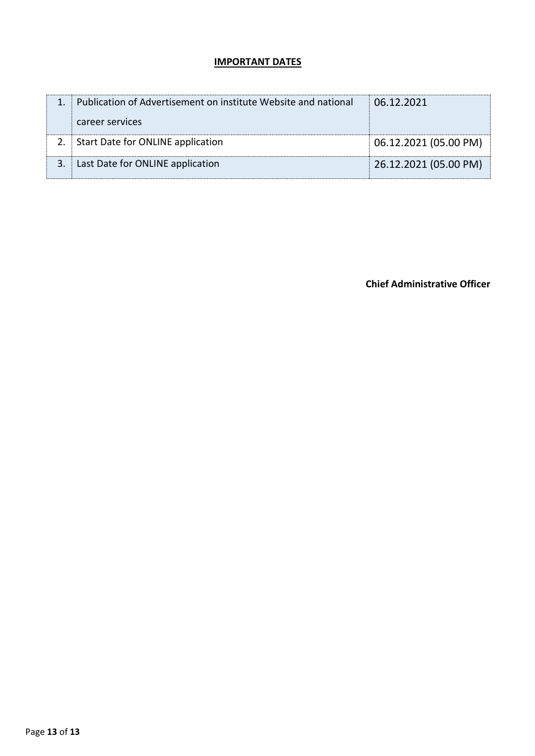**IMPORTANT DATES**

| | | |
|---|---|---|
| 1. | Publication of Advertisement on institute Website and national career services | 06.12.2021 |
| 2. | Start Date for ONLINE application | 06.12.2021 (05.00 PM) |
| 3. | Last Date for ONLINE application | 26.12.2021 (05.00 PM) |

**Chief Administrative Officer**